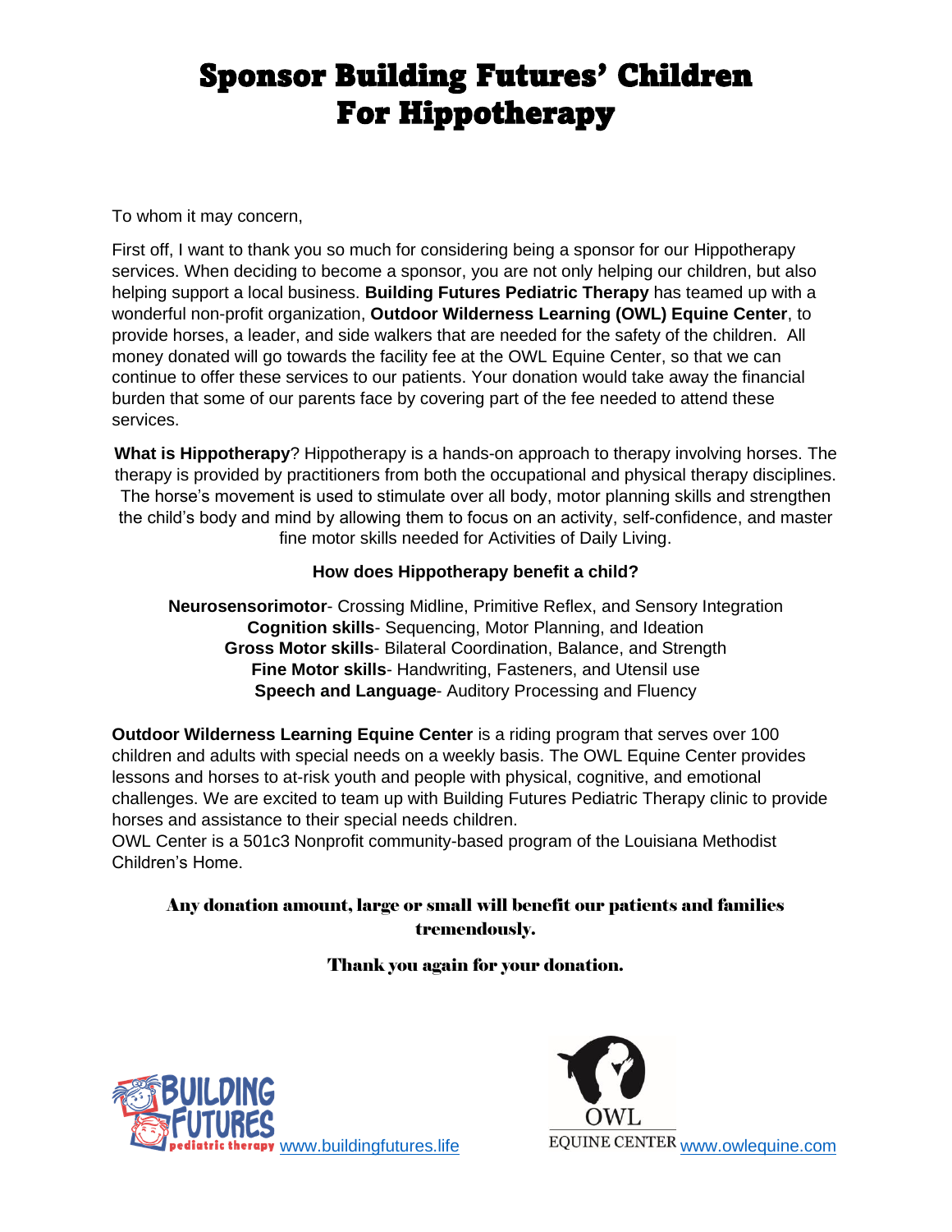# Sponsor Building Futures' Children For Hippotherapy

To whom it may concern,

First off, I want to thank you so much for considering being a sponsor for our Hippotherapy services. When deciding to become a sponsor, you are not only helping our children, but also helping support a local business. **Building Futures Pediatric Therapy** has teamed up with a wonderful non-profit organization, **Outdoor Wilderness Learning (OWL) Equine Center**, to provide horses, a leader, and side walkers that are needed for the safety of the children. All money donated will go towards the facility fee at the OWL Equine Center, so that we can continue to offer these services to our patients. Your donation would take away the financial burden that some of our parents face by covering part of the fee needed to attend these services.

**What is Hippotherapy**? Hippotherapy is a hands-on approach to therapy involving horses. The therapy is provided by practitioners from both the occupational and physical therapy disciplines. The horse's movement is used to stimulate over all body, motor planning skills and strengthen the child's body and mind by allowing them to focus on an activity, self-confidence, and master fine motor skills needed for Activities of Daily Living.

**How does Hippotherapy benefit a child?**

**Neurosensorimotor**- Crossing Midline, Primitive Reflex, and Sensory Integration
**Cognition skills**- Sequencing, Motor Planning, and Ideation
**Gross Motor skills**- Bilateral Coordination, Balance, and Strength
**Fine Motor skills**- Handwriting, Fasteners, and Utensil use
**Speech and Language**- Auditory Processing and Fluency

**Outdoor Wilderness Learning Equine Center** is a riding program that serves over 100 children and adults with special needs on a weekly basis. The OWL Equine Center provides lessons and horses to at-risk youth and people with physical, cognitive, and emotional challenges. We are excited to team up with Building Futures Pediatric Therapy clinic to provide horses and assistance to their special needs children.
OWL Center is a 501c3 Nonprofit community-based program of the Louisiana Methodist Children's Home.

**Any donation amount, large or small will benefit our patients and families tremendously.**

**Thank you again for your donation.**

BUILDING FUTURES pediatric therapy www.buildingfutures.life

OWL EQUINE CENTER www.owlequine.com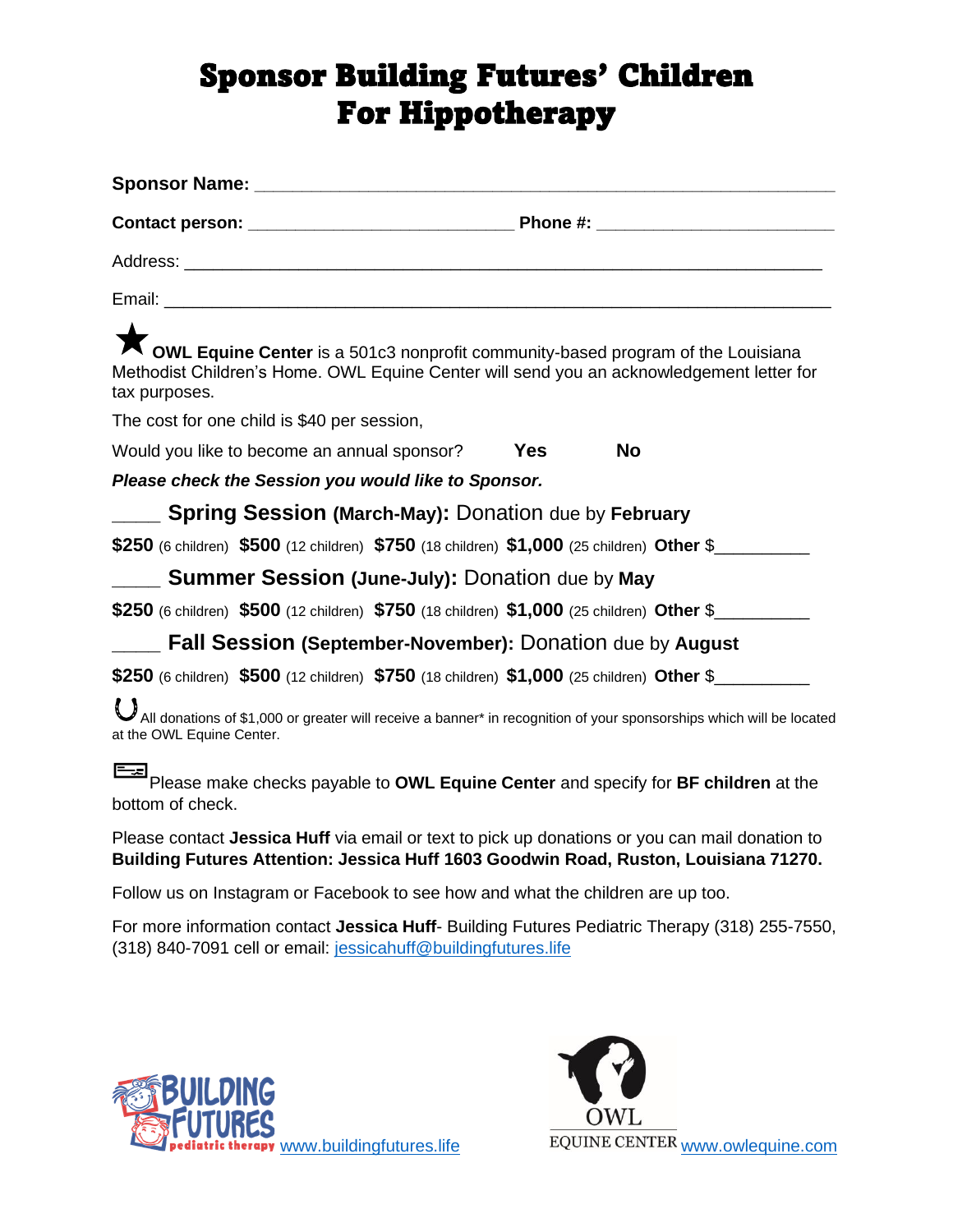# Sponsor Building Futures' Children For Hippotherapy

**Sponsor Name:** ______________________________________________________

**Contact person:** ___________________________ **Phone #:** ________________________

Address: _________________________________________________________________

Email: ___________________________________________________________________

★ **OWL Equine Center** is a 501c3 nonprofit community-based program of the Louisiana Methodist Children's Home. OWL Equine Center will send you an acknowledgement letter for tax purposes.

The cost for one child is $40 per session,

Would you like to become an annual sponsor? **Yes** **No**

***Please check the Session you would like to Sponsor.***

_____ **Spring Session (March-May):** Donation due by **February**

**$250** (6 children) **$500** (12 children) **$750** (18 children) **$1,000** (25 children) **Other** $__________

_____ **Summer Session (June-July):** Donation due by **May**

**$250** (6 children) **$500** (12 children) **$750** (18 children) **$1,000** (25 children) **Other** $__________

_____ **Fall Session (September-November):** Donation due by **August**

**$250** (6 children) **$500** (12 children) **$750** (18 children) **$1,000** (25 children) **Other** $__________

All donations of $1,000 or greater will receive a banner* in recognition of your sponsorships which will be located at the OWL Equine Center.

Please make checks payable to **OWL Equine Center** and specify for **BF children** at the bottom of check.

Please contact **Jessica Huff** via email or text to pick up donations or you can mail donation to **Building Futures Attention: Jessica Huff 1603 Goodwin Road, Ruston, Louisiana 71270.**

Follow us on Instagram or Facebook to see how and what the children are up too.

For more information contact **Jessica Huff**- Building Futures Pediatric Therapy (318) 255-7550, (318) 840-7091 cell or email: jessicahuff@buildingfutures.life

BUILDING FUTURES pediatric therapy www.buildingfutures.life

OWL EQUINE CENTER www.owlequine.com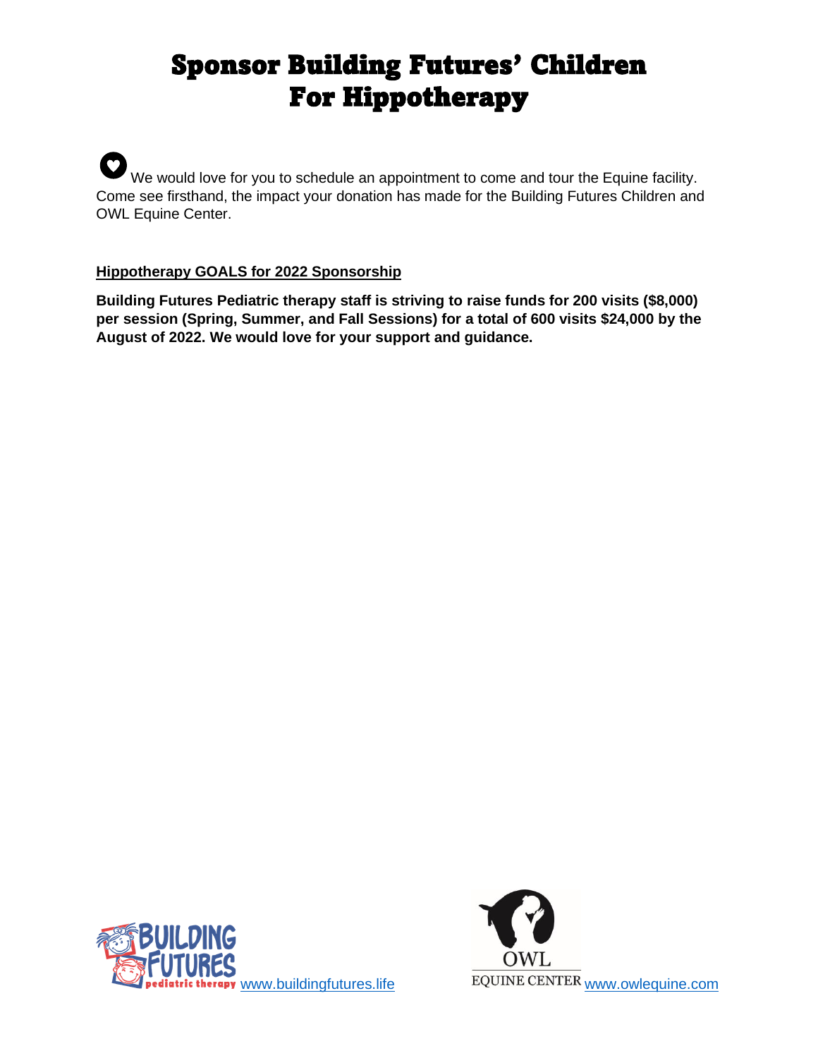# Sponsor Building Futures' Children For Hippotherapy

We would love for you to schedule an appointment to come and tour the Equine facility. Come see firsthand, the impact your donation has made for the Building Futures Children and OWL Equine Center.

**Hippotherapy GOALS for 2022 Sponsorship**

**Building Futures Pediatric therapy staff is striving to raise funds for 200 visits ($8,000) per session (Spring, Summer, and Fall Sessions) for a total of 600 visits $24,000 by the August of 2022. We would love for your support and guidance.**

BUILDING FUTURES pediatric therapy www.buildingfutures.life

OWL EQUINE CENTER www.owlequine.com